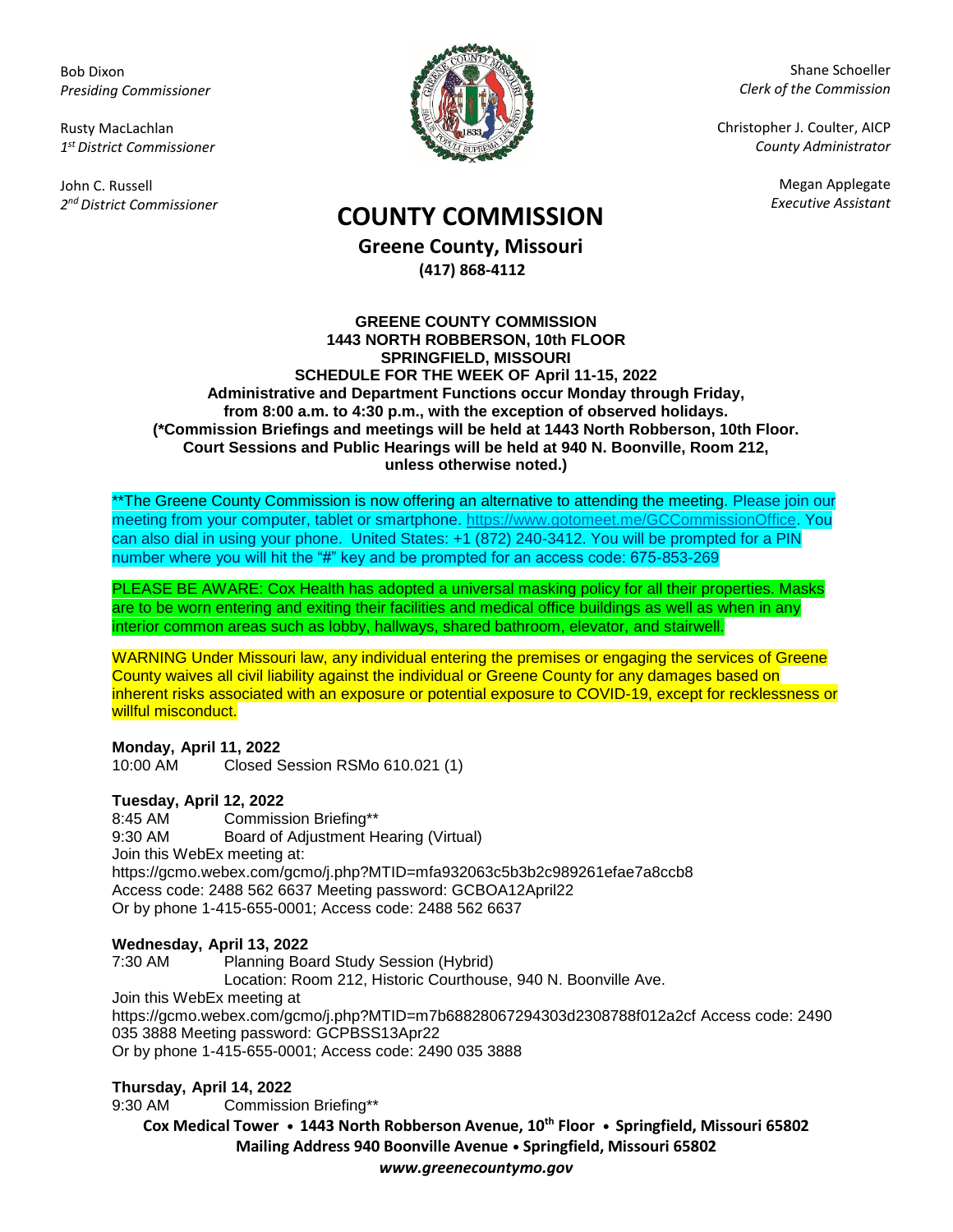Bob Dixon
*Presiding Commissioner*

Rusty MacLachlan
*1st District Commissioner*

John C. Russell
*2nd District Commissioner*

Shane Schoeller
*Clerk of the Commission*

Christopher J. Coulter, AICP
*County Administrator*

Megan Applegate
*Executive Assistant*

# COUNTY COMMISSION

## Greene County, Missouri

**(417) 868-4112**

**GREENE COUNTY COMMISSION**
**1443 NORTH ROBBERSON, 10th FLOOR**
**SPRINGFIELD, MISSOURI**
**SCHEDULE FOR THE WEEK OF April 11-15, 2022**
**Administrative and Department Functions occur Monday through Friday, from 8:00 a.m. to 4:30 p.m., with the exception of observed holidays.**
**(*Commission Briefings and meetings will be held at 1443 North Robberson, 10th Floor. Court Sessions and Public Hearings will be held at 940 N. Boonville, Room 212, unless otherwise noted.)**

**The Greene County Commission is now offering an alternative to attending the meeting. Please join our meeting from your computer, tablet or smartphone. https://www.gotomeet.me/GCCommissionOffice. You can also dial in using your phone. United States: +1 (872) 240-3412. You will be prompted for a PIN number where you will hit the "#" key and be prompted for an access code: 675-853-269

PLEASE BE AWARE: Cox Health has adopted a universal masking policy for all their properties. Masks are to be worn entering and exiting their facilities and medical office buildings as well as when in any interior common areas such as lobby, hallways, shared bathroom, elevator, and stairwell.

WARNING Under Missouri law, any individual entering the premises or engaging the services of Greene County waives all civil liability against the individual or Greene County for any damages based on inherent risks associated with an exposure or potential exposure to COVID-19, except for recklessness or willful misconduct.

**Monday, April 11, 2022**
10:00 AM Closed Session RSMo 610.021 (1)

**Tuesday, April 12, 2022**
8:45 AM Commission Briefing**
9:30 AM Board of Adjustment Hearing (Virtual)
Join this WebEx meeting at:
https://gcmo.webex.com/gcmo/j.php?MTID=mfa932063c5b3b2c989261efae7a8ccb8
Access code: 2488 562 6637 Meeting password: GCBOA12April22
Or by phone 1-415-655-0001; Access code: 2488 562 6637

**Wednesday, April 13, 2022**
7:30 AM Planning Board Study Session (Hybrid)
Location: Room 212, Historic Courthouse, 940 N. Boonville Ave.
Join this WebEx meeting at
https://gcmo.webex.com/gcmo/j.php?MTID=m7b68828067294303d2308788f012a2cf Access code: 2490 035 3888 Meeting password: GCPBSS13Apr22
Or by phone 1-415-655-0001; Access code: 2490 035 3888

**Thursday, April 14, 2022**
9:30 AM Commission Briefing**

**Cox Medical Tower • 1443 North Robberson Avenue, 10th Floor • Springfield, Missouri 65802**
**Mailing Address 940 Boonville Avenue • Springfield, Missouri 65802**
***www.greenecountymo.gov***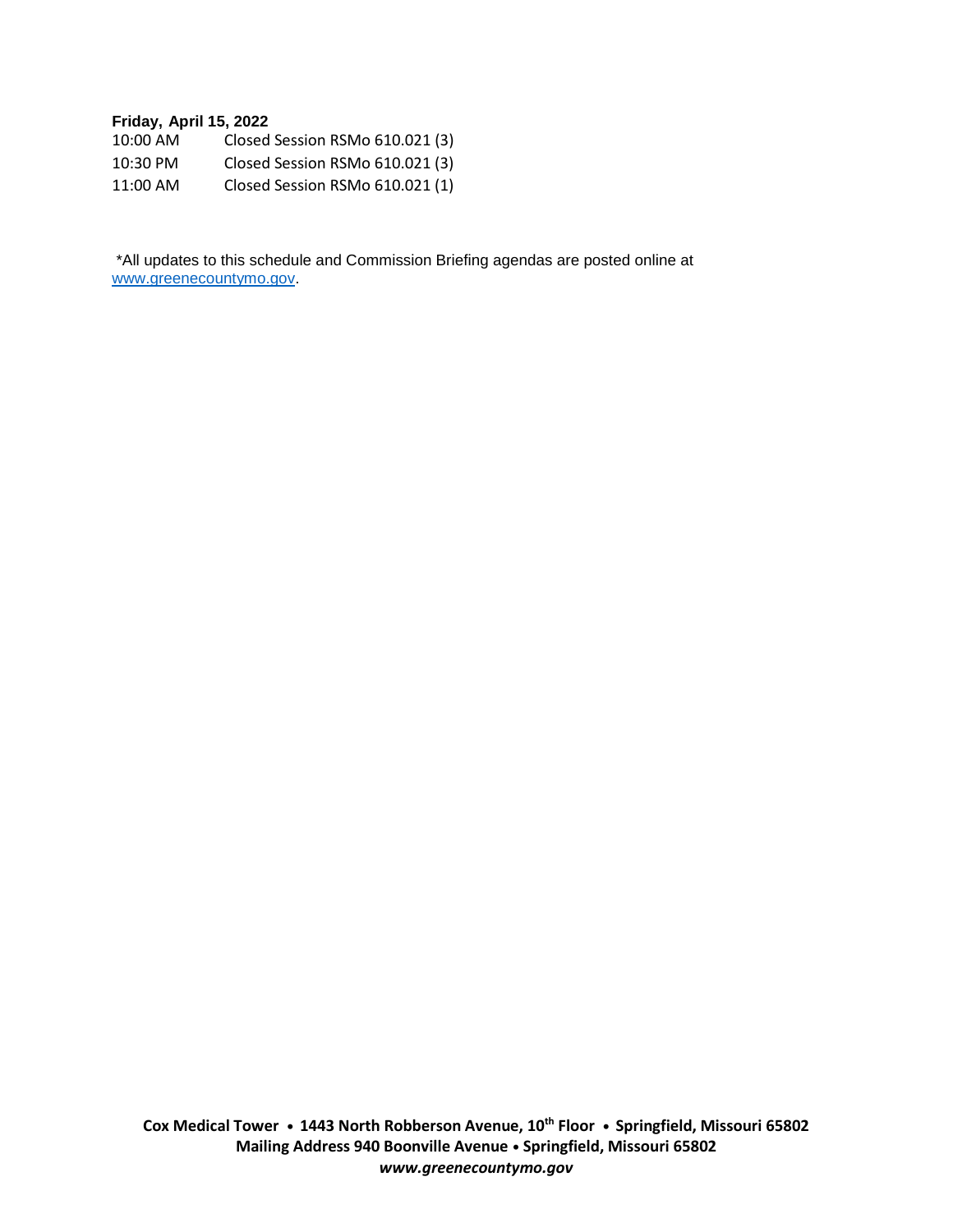**Friday, April 15, 2022**

| | |
|---|---|
| 10:00 AM | Closed Session RSMo 610.021 (3) |
| 10:30 PM | Closed Session RSMo 610.021 (3) |
| 11:00 AM | Closed Session RSMo 610.021 (1) |

*All updates to this schedule and Commission Briefing agendas are posted online at www.greenecountymo.gov.

**Cox Medical Tower • 1443 North Robberson Avenue, 10th Floor • Springfield, Missouri 65802**
**Mailing Address 940 Boonville Avenue • Springfield, Missouri 65802**
***www.greenecountymo.gov***